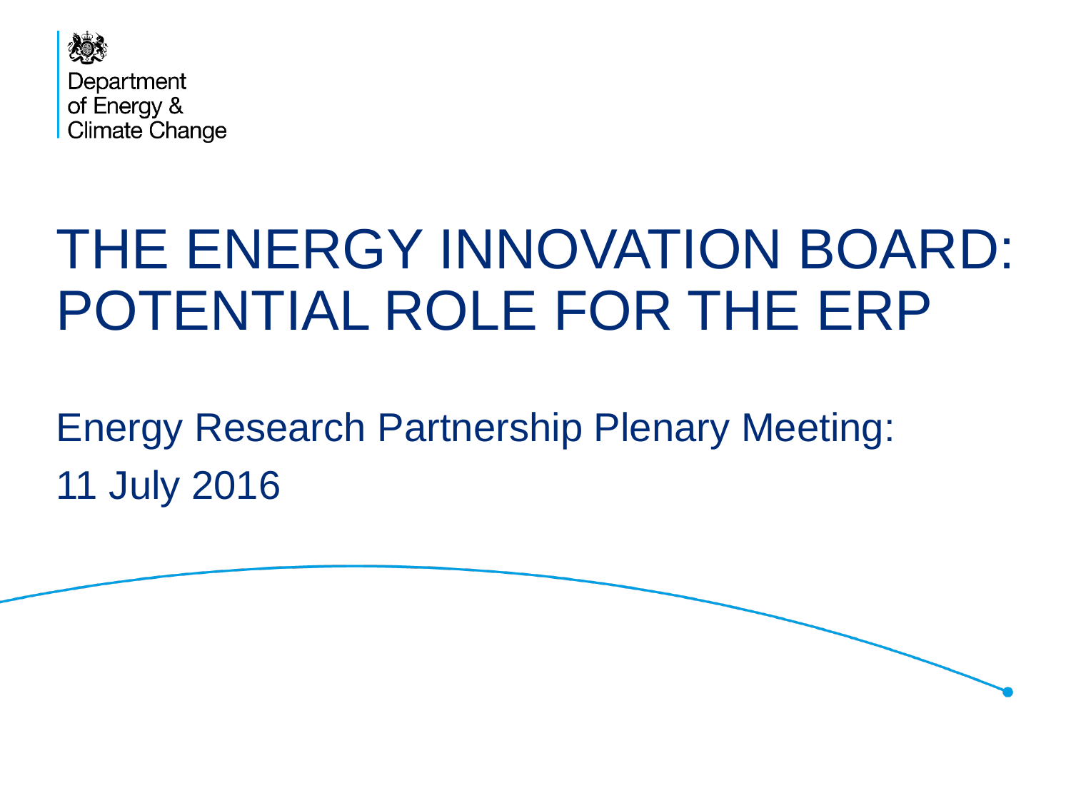Department of Energy & Climate Change

# THE ENERGY INNOVATION BOARD: POTENTIAL ROLE FOR THE ERP

Energy Research Partnership Plenary Meeting:
11 July 2016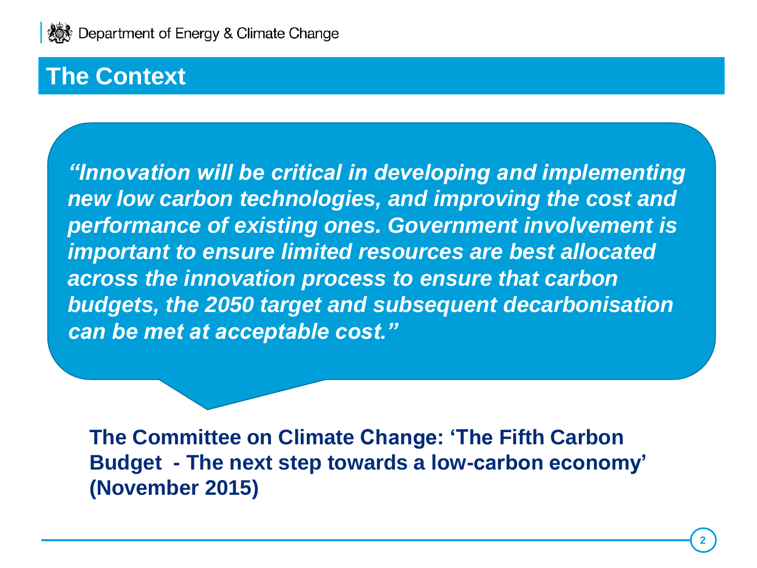## The Context

***"Innovation will be critical in developing and implementing new low carbon technologies, and improving the cost and performance of existing ones. Government involvement is important to ensure limited resources are best allocated across the innovation process to ensure that carbon budgets, the 2050 target and subsequent decarbonisation can be met at acceptable cost."***

**The Committee on Climate Change: 'The Fifth Carbon Budget - The next step towards a low-carbon economy' (November 2015)**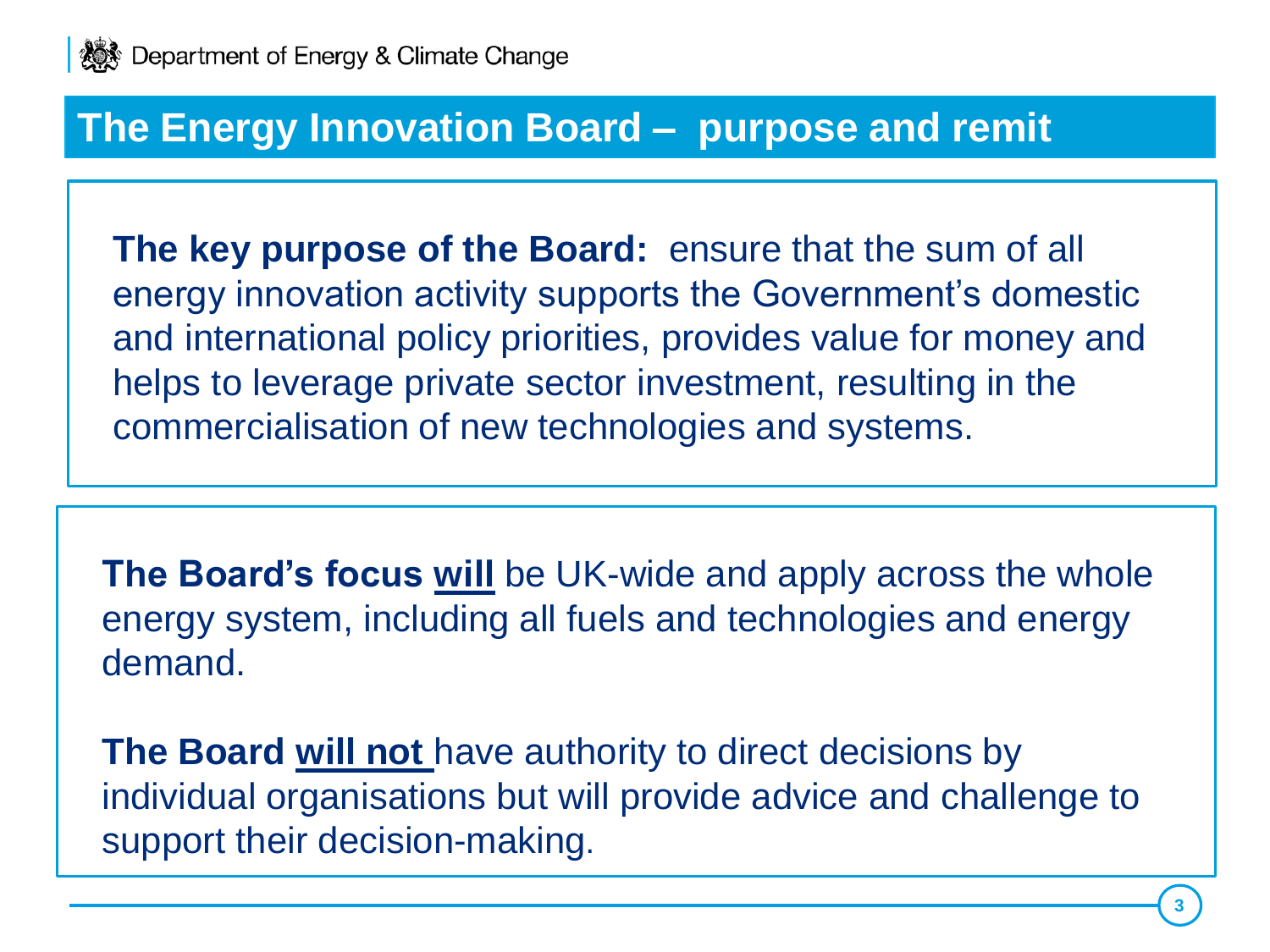# The Energy Innovation Board – purpose and remit

**The key purpose of the Board:** ensure that the sum of all energy innovation activity supports the Government's domestic and international policy priorities, provides value for money and helps to leverage private sector investment, resulting in the commercialisation of new technologies and systems.

**The Board's focus <u>will</u>** be UK-wide and apply across the whole energy system, including all fuels and technologies and energy demand.

**The Board <u>will not</u>** have authority to direct decisions by individual organisations but will provide advice and challenge to support their decision-making.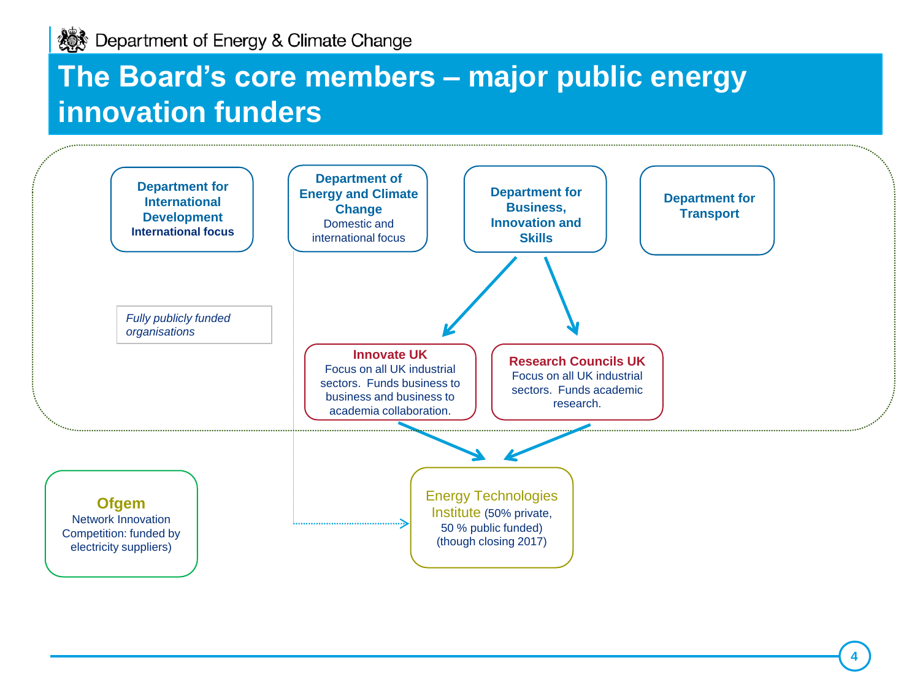# The Board's core members – major public energy innovation funders

**Department for International Development**
**International focus**

**Department of Energy and Climate Change**
Domestic and international focus

**Department for Business, Innovation and Skills**

**Department for Transport**

*Fully publicly funded organisations*

**Innovate UK**
Focus on all UK industrial sectors. Funds business to business and business to academia collaboration.

**Research Councils UK**
Focus on all UK industrial sectors. Funds academic research.

**Ofgem**
Network Innovation Competition: funded by electricity suppliers)

Energy Technologies Institute (50% private, 50 % public funded) (though closing 2017)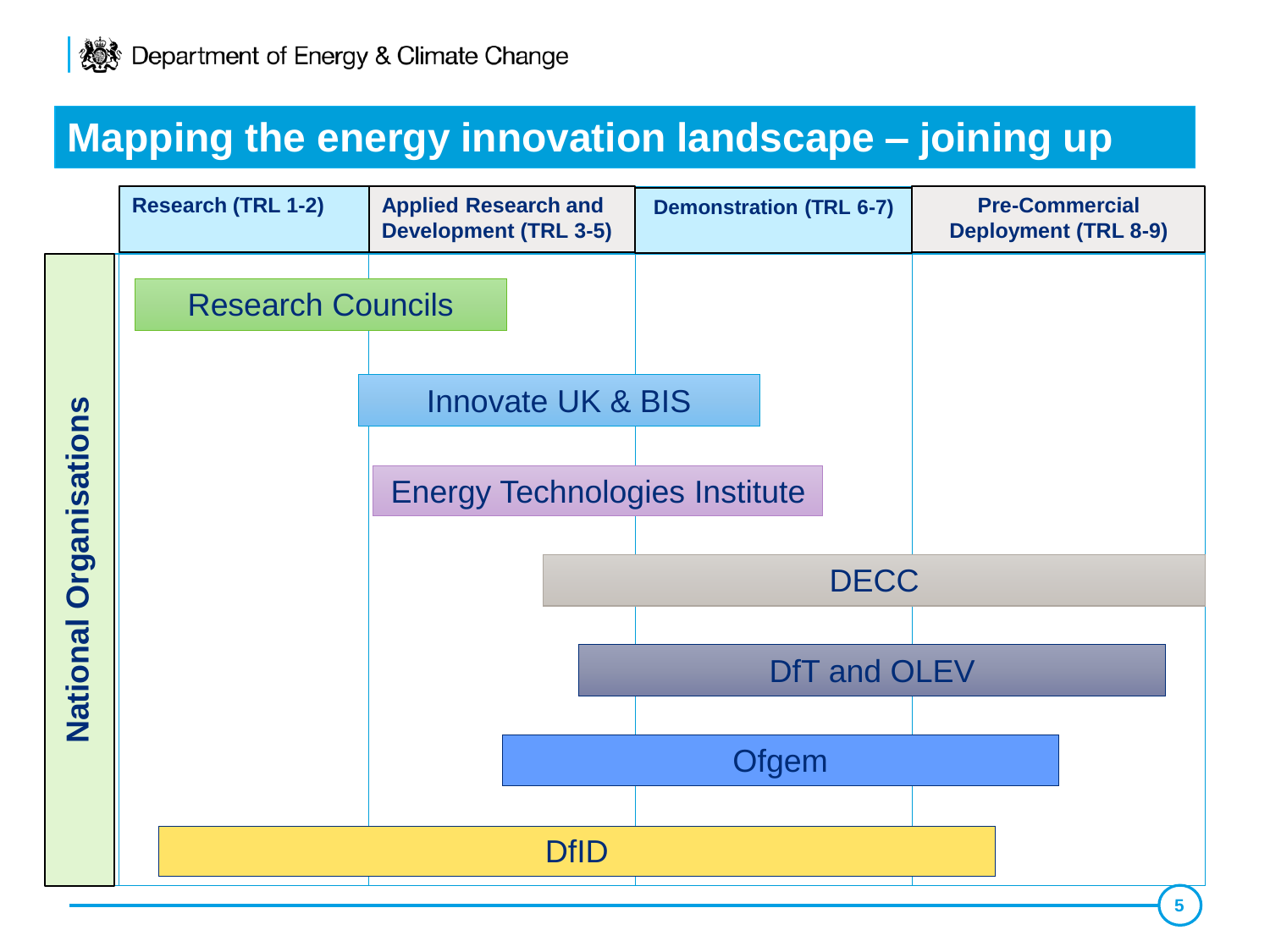# Mapping the energy innovation landscape – joining up

| National Organisations | Research (TRL 1-2) | Applied Research and Development (TRL 3-5) | Demonstration (TRL 6-7) | Pre-Commercial Deployment (TRL 8-9) |
|---|---|---|---|---|
| Research Councils | ✓ | ✓ | | |
| Innovate UK & BIS | | ✓ | ✓ | |
| Energy Technologies Institute | | ✓ | ✓ | |
| DECC | | ✓ | ✓ | ✓ |
| DfT and OLEV | | ✓ | ✓ | ✓ |
| Ofgem | | ✓ | ✓ | ✓ |
| DfID | ✓ | ✓ | ✓ | ✓ |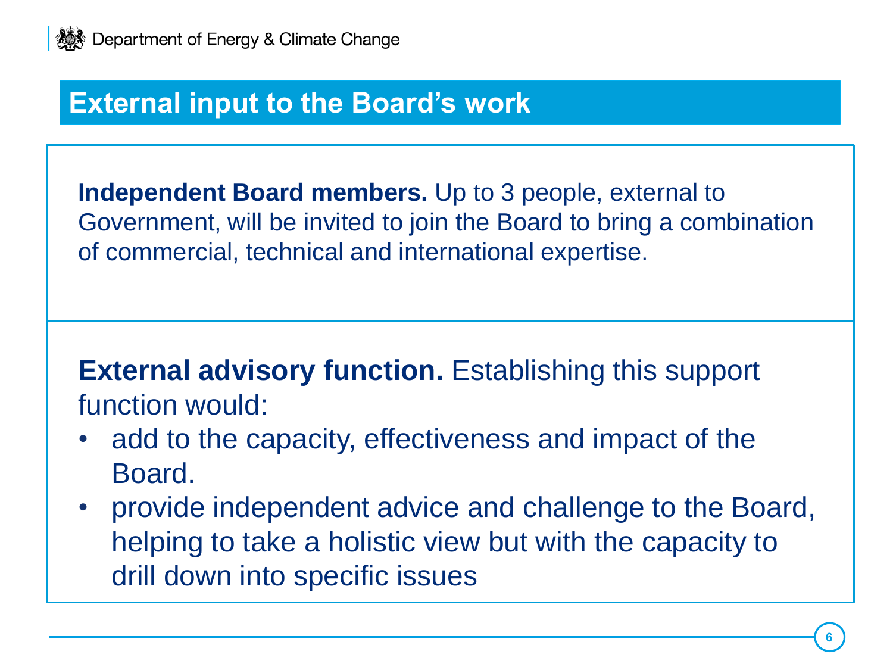# External input to the Board's work

**Independent Board members.** Up to 3 people, external to Government, will be invited to join the Board to bring a combination of commercial, technical and international expertise.

**External advisory function.** Establishing this support function would:

- add to the capacity, effectiveness and impact of the Board.
- provide independent advice and challenge to the Board, helping to take a holistic view but with the capacity to drill down into specific issues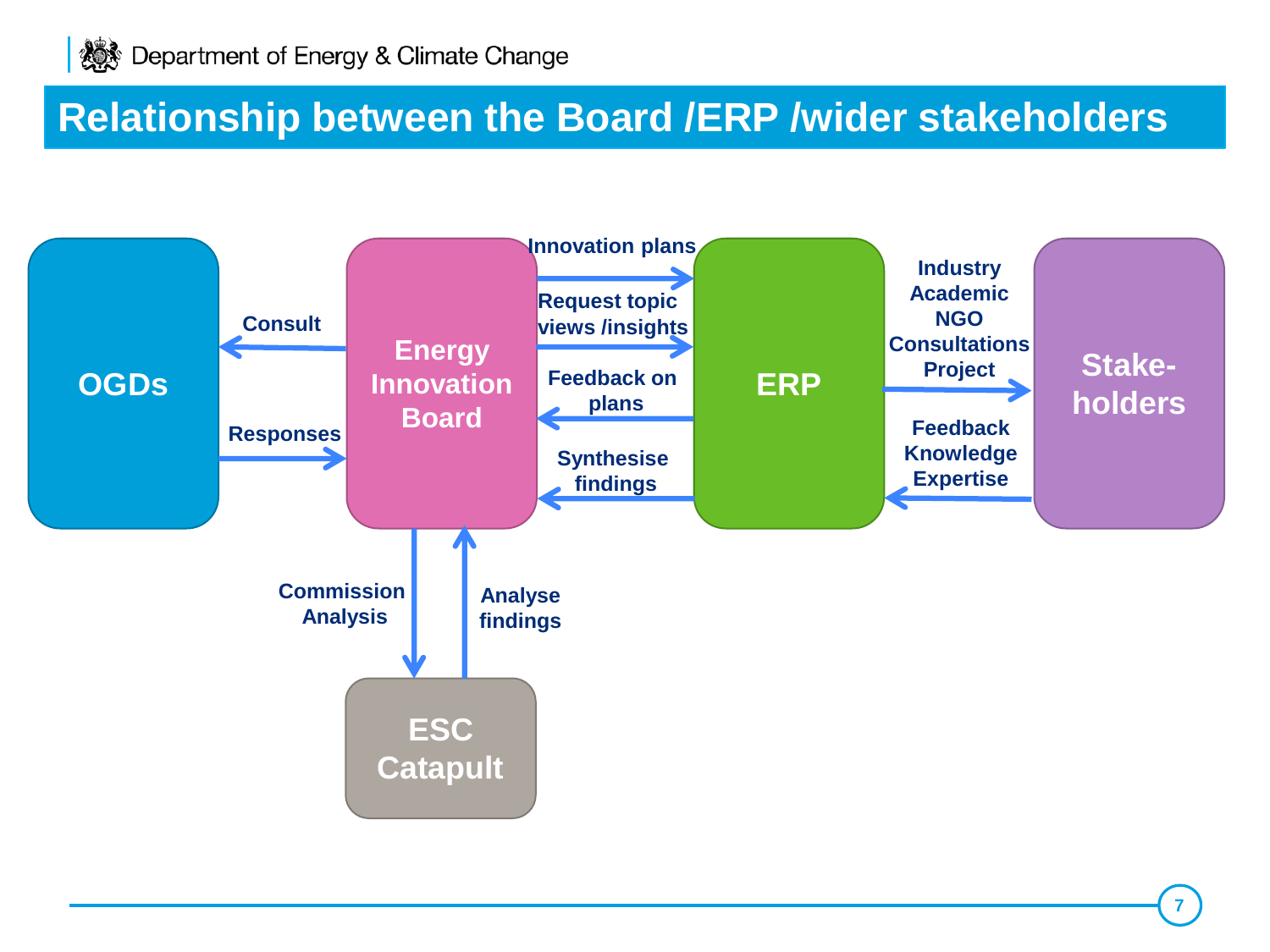# Relationship between the Board /ERP /wider stakeholders

- **OGDs**
  - Consult (Energy Innovation Board → OGDs)
  - Responses (OGDs → Energy Innovation Board)
- **Energy Innovation Board**
  - Innovation plans (Energy Innovation Board → ERP)
  - Request topic views /insights (Energy Innovation Board → ERP)
  - Feedback on plans (ERP → Energy Innovation Board)
  - Synthesise findings (ERP → Energy Innovation Board)
  - Commission Analysis (Energy Innovation Board → ESC Catapult)
  - Analyse findings (ESC Catapult → Energy Innovation Board)
- **ERP**
  - Industry, Academic, NGO, Consultations, Project (ERP → Stakeholders)
  - Feedback, Knowledge, Expertise (Stakeholders → ERP)
- **Stake-holders**
- **ESC Catapult**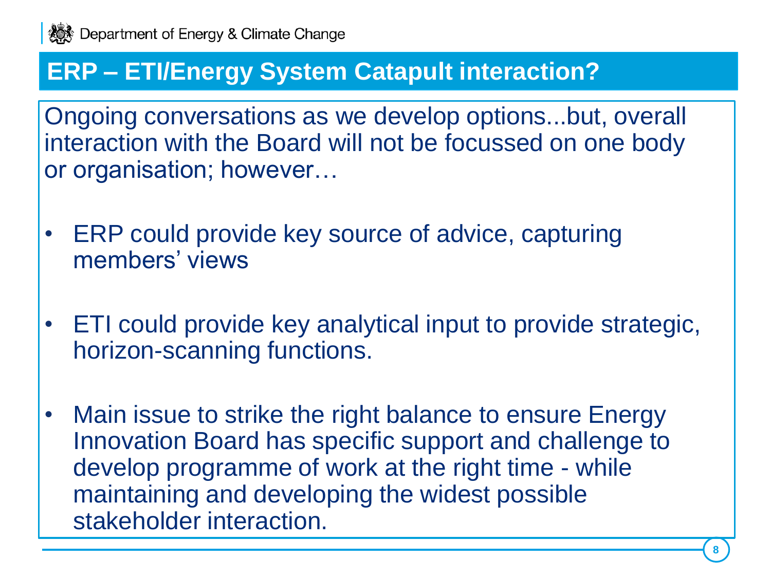## ERP – ETI/Energy System Catapult interaction?

Ongoing conversations as we develop options...but, overall interaction with the Board will not be focussed on one body or organisation; however…

- ERP could provide key source of advice, capturing members' views
- ETI could provide key analytical input to provide strategic, horizon-scanning functions.
- Main issue to strike the right balance to ensure Energy Innovation Board has specific support and challenge to develop programme of work at the right time - while maintaining and developing the widest possible stakeholder interaction.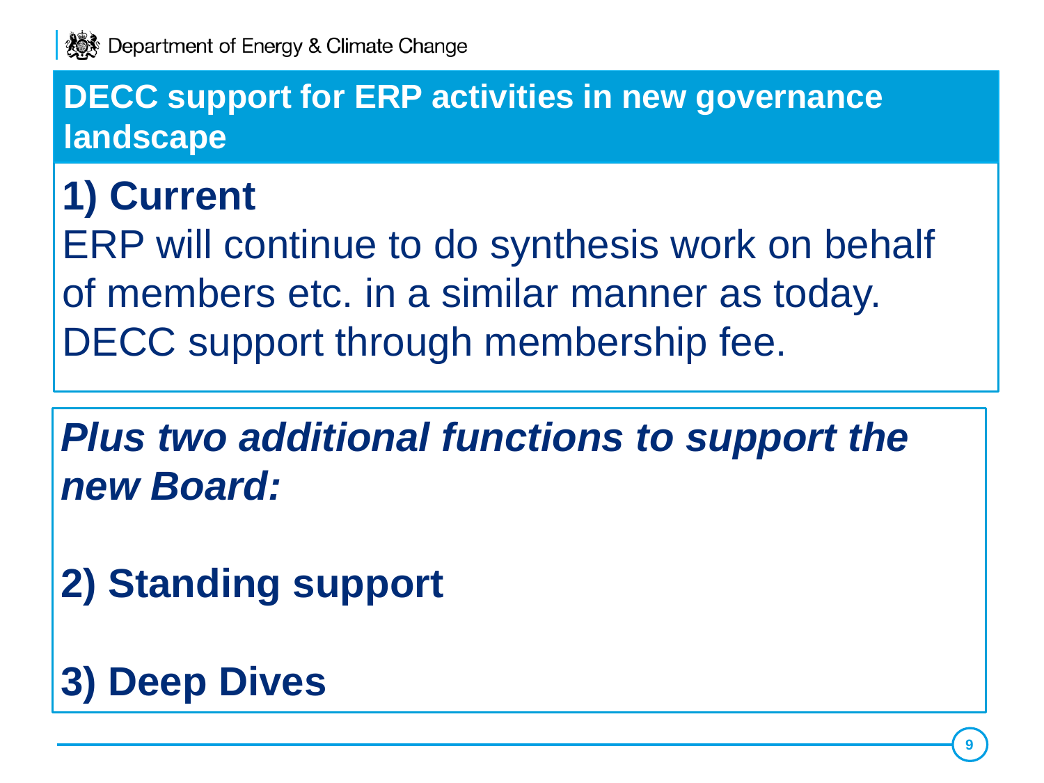# DECC support for ERP activities in new governance landscape

## 1) Current

ERP will continue to do synthesis work on behalf of members etc. in a similar manner as today. DECC support through membership fee.

***Plus two additional functions to support the new Board:***

## 2) Standing support

## 3) Deep Dives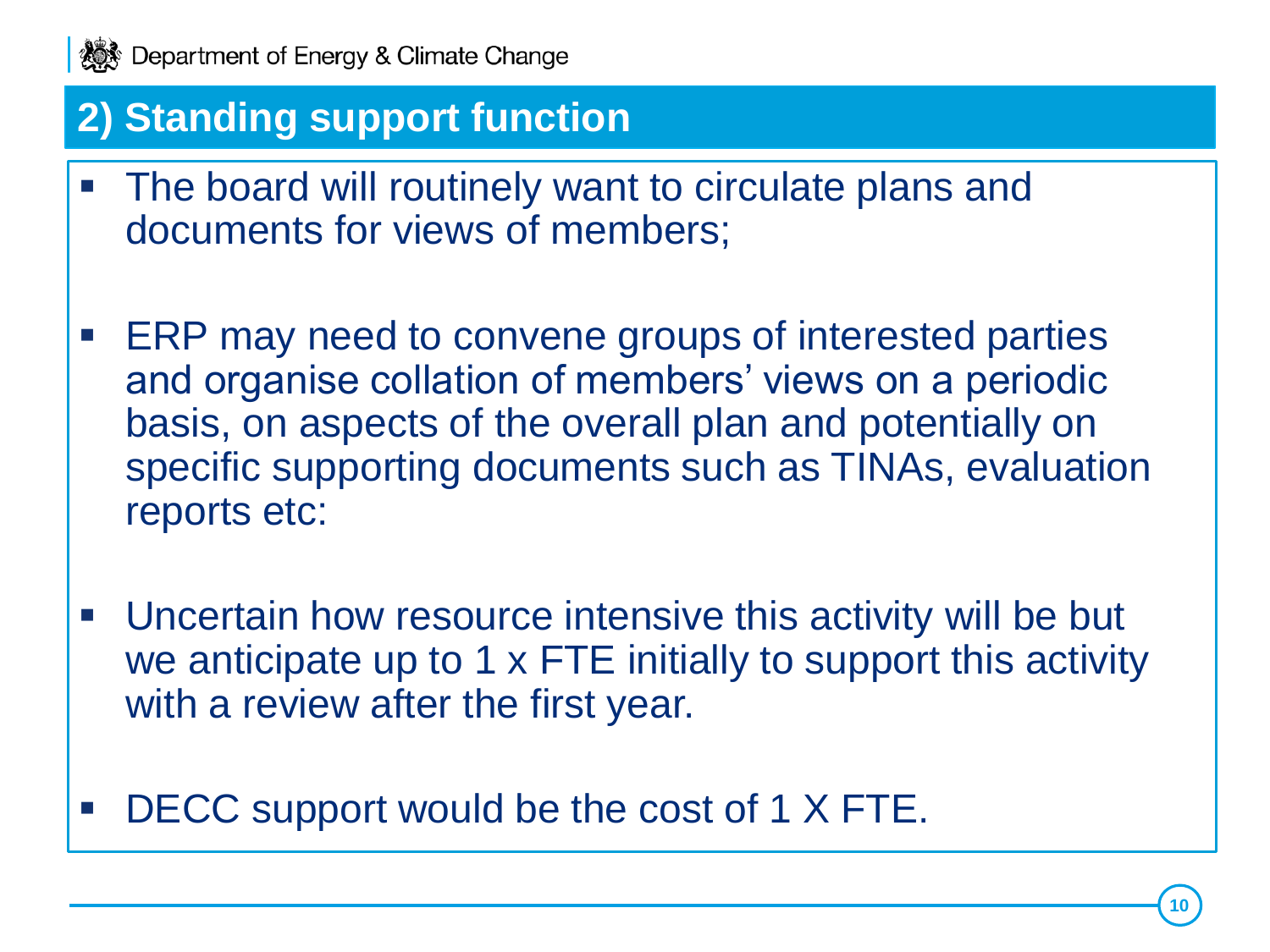## 2) Standing support function

- The board will routinely want to circulate plans and documents for views of members;
- ERP may need to convene groups of interested parties and organise collation of members' views on a periodic basis, on aspects of the overall plan and potentially on specific supporting documents such as TINAs, evaluation reports etc:
- Uncertain how resource intensive this activity will be but we anticipate up to 1 x FTE initially to support this activity with a review after the first year.
- DECC support would be the cost of 1 X FTE.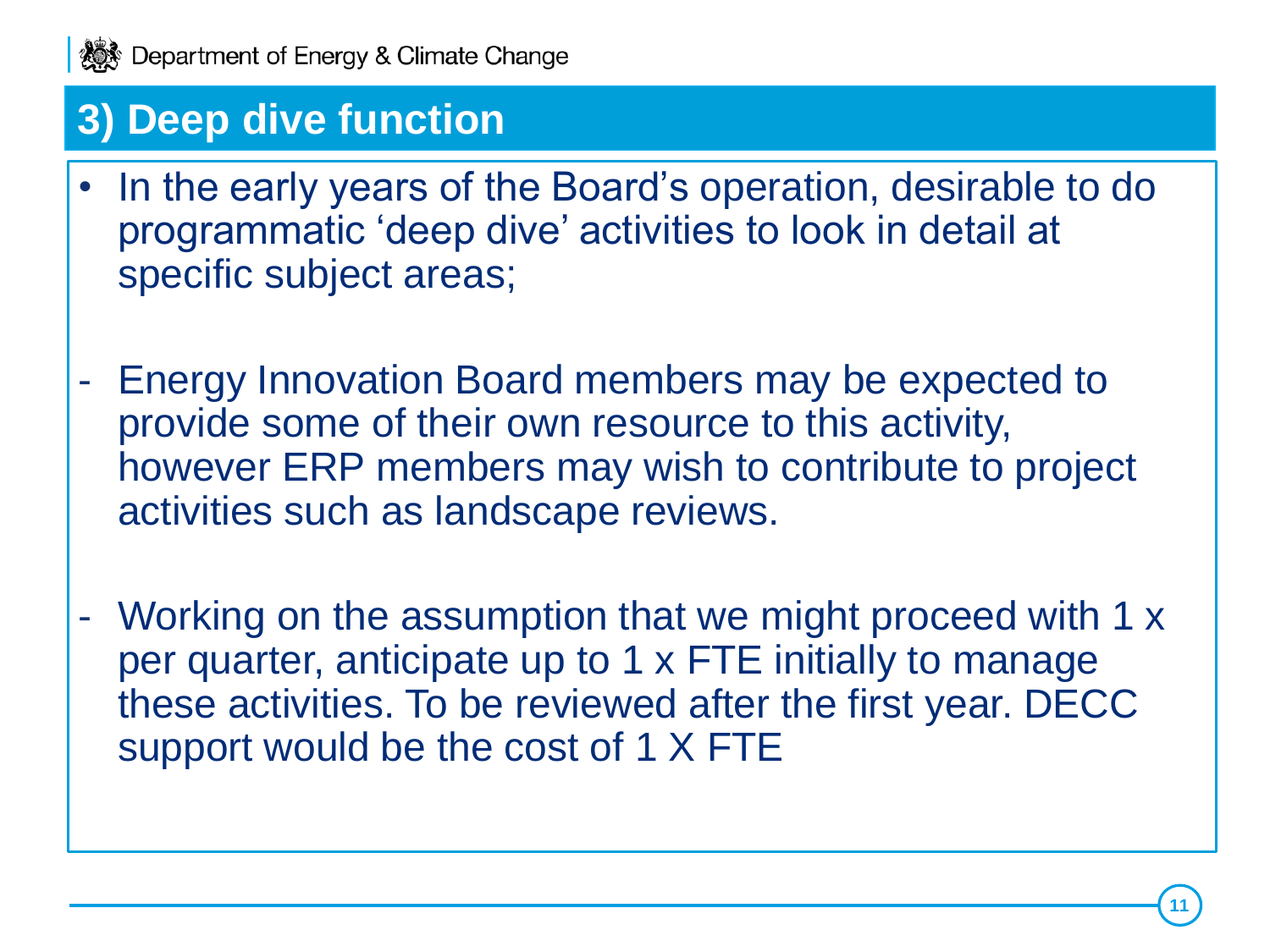# 3) Deep dive function

- In the early years of the Board's operation, desirable to do programmatic 'deep dive' activities to look in detail at specific subject areas;

- Energy Innovation Board members may be expected to provide some of their own resource to this activity, however ERP members may wish to contribute to project activities such as landscape reviews.

- Working on the assumption that we might proceed with 1 x per quarter, anticipate up to 1 x FTE initially to manage these activities. To be reviewed after the first year. DECC support would be the cost of 1 X FTE